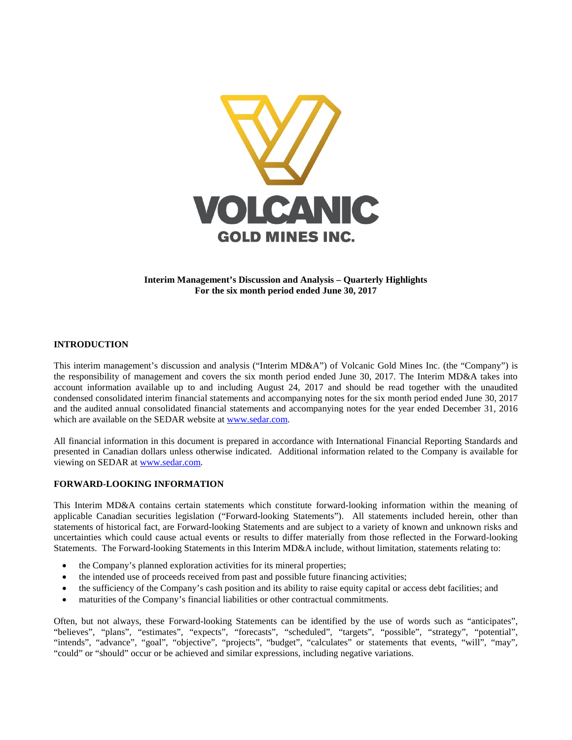**Interim Management's Discussion and Analysis – Quarterly Highlights**
**For the six month period ended June 30, 2017**

## INTRODUCTION

This interim management's discussion and analysis ("Interim MD&A") of Volcanic Gold Mines Inc. (the "Company") is the responsibility of management and covers the six month period ended June 30, 2017. The Interim MD&A takes into account information available up to and including August 24, 2017 and should be read together with the unaudited condensed consolidated interim financial statements and accompanying notes for the six month period ended June 30, 2017 and the audited annual consolidated financial statements and accompanying notes for the year ended December 31, 2016 which are available on the SEDAR website at www.sedar.com.

All financial information in this document is prepared in accordance with International Financial Reporting Standards and presented in Canadian dollars unless otherwise indicated. Additional information related to the Company is available for viewing on SEDAR at www.sedar.com.

## FORWARD-LOOKING INFORMATION

This Interim MD&A contains certain statements which constitute forward-looking information within the meaning of applicable Canadian securities legislation ("Forward-looking Statements"). All statements included herein, other than statements of historical fact, are Forward-looking Statements and are subject to a variety of known and unknown risks and uncertainties which could cause actual events or results to differ materially from those reflected in the Forward-looking Statements. The Forward-looking Statements in this Interim MD&A include, without limitation, statements relating to:

- the Company's planned exploration activities for its mineral properties;
- the intended use of proceeds received from past and possible future financing activities;
- the sufficiency of the Company's cash position and its ability to raise equity capital or access debt facilities; and
- maturities of the Company's financial liabilities or other contractual commitments.

Often, but not always, these Forward-looking Statements can be identified by the use of words such as "anticipates", "believes", "plans", "estimates", "expects", "forecasts", "scheduled", "targets", "possible", "strategy", "potential", "intends", "advance", "goal", "objective", "projects", "budget", "calculates" or statements that events, "will", "may", "could" or "should" occur or be achieved and similar expressions, including negative variations.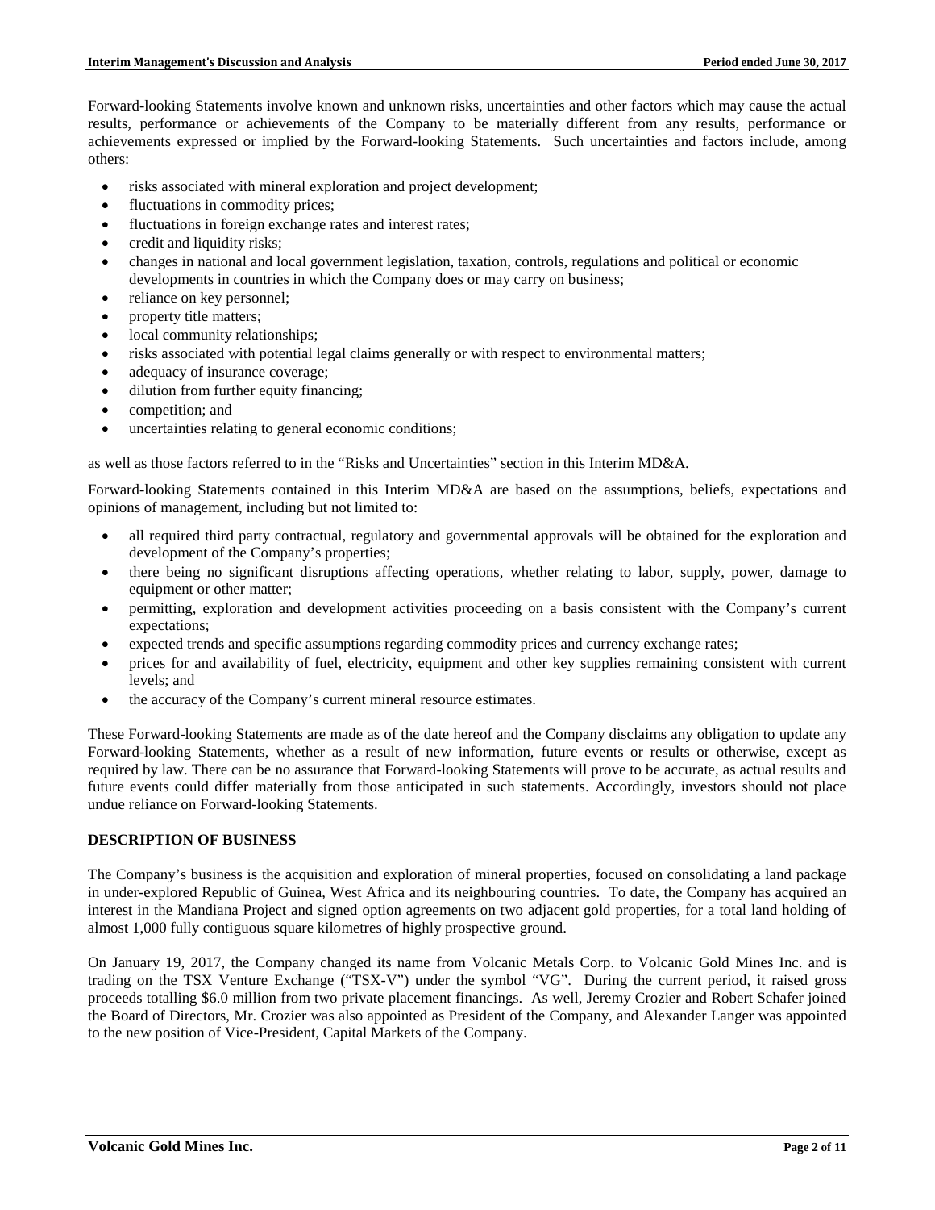Forward-looking Statements involve known and unknown risks, uncertainties and other factors which may cause the actual results, performance or achievements of the Company to be materially different from any results, performance or achievements expressed or implied by the Forward-looking Statements. Such uncertainties and factors include, among others:

- risks associated with mineral exploration and project development;
- fluctuations in commodity prices;
- fluctuations in foreign exchange rates and interest rates;
- credit and liquidity risks;
- changes in national and local government legislation, taxation, controls, regulations and political or economic developments in countries in which the Company does or may carry on business;
- reliance on key personnel;
- property title matters;
- local community relationships;
- risks associated with potential legal claims generally or with respect to environmental matters;
- adequacy of insurance coverage;
- dilution from further equity financing;
- competition; and
- uncertainties relating to general economic conditions;

as well as those factors referred to in the "Risks and Uncertainties" section in this Interim MD&A.

Forward-looking Statements contained in this Interim MD&A are based on the assumptions, beliefs, expectations and opinions of management, including but not limited to:

- all required third party contractual, regulatory and governmental approvals will be obtained for the exploration and development of the Company's properties;
- there being no significant disruptions affecting operations, whether relating to labor, supply, power, damage to equipment or other matter;
- permitting, exploration and development activities proceeding on a basis consistent with the Company's current expectations;
- expected trends and specific assumptions regarding commodity prices and currency exchange rates;
- prices for and availability of fuel, electricity, equipment and other key supplies remaining consistent with current levels; and
- the accuracy of the Company's current mineral resource estimates.

These Forward-looking Statements are made as of the date hereof and the Company disclaims any obligation to update any Forward-looking Statements, whether as a result of new information, future events or results or otherwise, except as required by law. There can be no assurance that Forward-looking Statements will prove to be accurate, as actual results and future events could differ materially from those anticipated in such statements. Accordingly, investors should not place undue reliance on Forward-looking Statements.

## DESCRIPTION OF BUSINESS

The Company's business is the acquisition and exploration of mineral properties, focused on consolidating a land package in under-explored Republic of Guinea, West Africa and its neighbouring countries. To date, the Company has acquired an interest in the Mandiana Project and signed option agreements on two adjacent gold properties, for a total land holding of almost 1,000 fully contiguous square kilometres of highly prospective ground.

On January 19, 2017, the Company changed its name from Volcanic Metals Corp. to Volcanic Gold Mines Inc. and is trading on the TSX Venture Exchange ("TSX-V") under the symbol "VG". During the current period, it raised gross proceeds totalling $6.0 million from two private placement financings. As well, Jeremy Crozier and Robert Schafer joined the Board of Directors, Mr. Crozier was also appointed as President of the Company, and Alexander Langer was appointed to the new position of Vice-President, Capital Markets of the Company.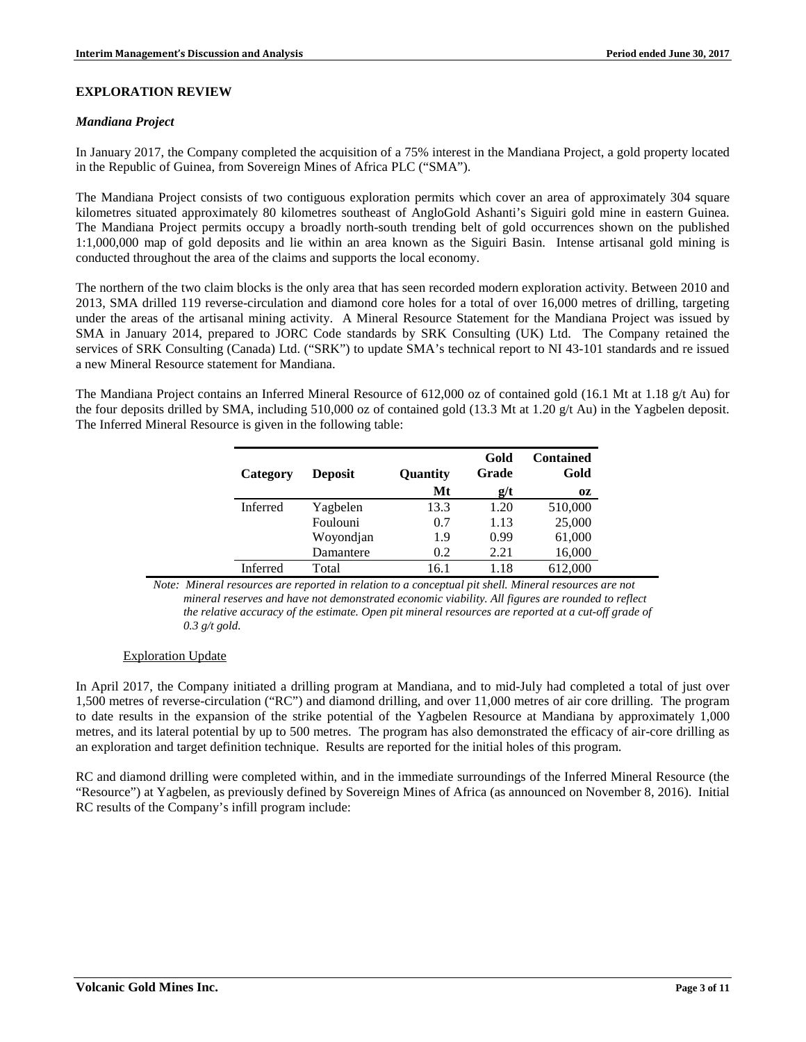## EXPLORATION REVIEW

### *Mandiana Project*

In January 2017, the Company completed the acquisition of a 75% interest in the Mandiana Project, a gold property located in the Republic of Guinea, from Sovereign Mines of Africa PLC ("SMA").

The Mandiana Project consists of two contiguous exploration permits which cover an area of approximately 304 square kilometres situated approximately 80 kilometres southeast of AngloGold Ashanti's Siguiri gold mine in eastern Guinea. The Mandiana Project permits occupy a broadly north-south trending belt of gold occurrences shown on the published 1:1,000,000 map of gold deposits and lie within an area known as the Siguiri Basin. Intense artisanal gold mining is conducted throughout the area of the claims and supports the local economy.

The northern of the two claim blocks is the only area that has seen recorded modern exploration activity. Between 2010 and 2013, SMA drilled 119 reverse-circulation and diamond core holes for a total of over 16,000 metres of drilling, targeting under the areas of the artisanal mining activity. A Mineral Resource Statement for the Mandiana Project was issued by SMA in January 2014, prepared to JORC Code standards by SRK Consulting (UK) Ltd. The Company retained the services of SRK Consulting (Canada) Ltd. ("SRK") to update SMA's technical report to NI 43-101 standards and re issued a new Mineral Resource statement for Mandiana.

The Mandiana Project contains an Inferred Mineral Resource of 612,000 oz of contained gold (16.1 Mt at 1.18 g/t Au) for the four deposits drilled by SMA, including 510,000 oz of contained gold (13.3 Mt at 1.20 g/t Au) in the Yagbelen deposit. The Inferred Mineral Resource is given in the following table:

| Category | Deposit | Quantity | Gold Grade | Contained Gold |
|---|---|---|---|---|
| | | Mt | g/t | oz |
| Inferred | Yagbelen | 13.3 | 1.20 | 510,000 |
| | Foulouni | 0.7 | 1.13 | 25,000 |
| | Woyondjan | 1.9 | 0.99 | 61,000 |
| | Damantere | 0.2 | 2.21 | 16,000 |
| Inferred | Total | 16.1 | 1.18 | 612,000 |

*Note: Mineral resources are reported in relation to a conceptual pit shell. Mineral resources are not mineral reserves and have not demonstrated economic viability. All figures are rounded to reflect the relative accuracy of the estimate. Open pit mineral resources are reported at a cut-off grade of 0.3 g/t gold.*

#### Exploration Update

In April 2017, the Company initiated a drilling program at Mandiana, and to mid-July had completed a total of just over 1,500 metres of reverse-circulation ("RC") and diamond drilling, and over 11,000 metres of air core drilling. The program to date results in the expansion of the strike potential of the Yagbelen Resource at Mandiana by approximately 1,000 metres, and its lateral potential by up to 500 metres. The program has also demonstrated the efficacy of air-core drilling as an exploration and target definition technique. Results are reported for the initial holes of this program.

RC and diamond drilling were completed within, and in the immediate surroundings of the Inferred Mineral Resource (the "Resource") at Yagbelen, as previously defined by Sovereign Mines of Africa (as announced on November 8, 2016). Initial RC results of the Company's infill program include: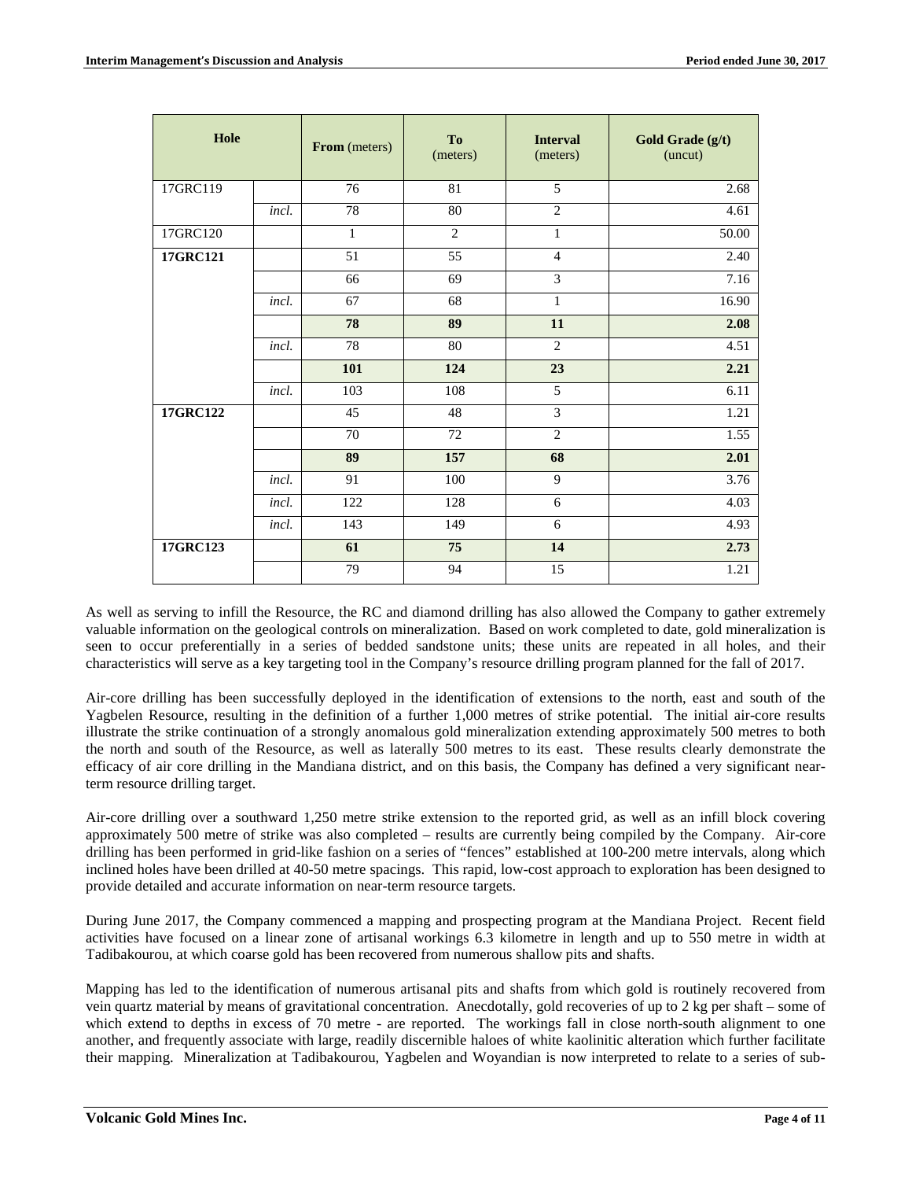| Hole | | From (meters) | To (meters) | Interval (meters) | Gold Grade (g/t) (uncut) |
|---|---|---|---|---|---|
| 17GRC119 | | 76 | 81 | 5 | 2.68 |
| | *incl.* | 78 | 80 | 2 | 4.61 |
| 17GRC120 | | 1 | 2 | 1 | 50.00 |
| **17GRC121** | | 51 | 55 | 4 | 2.40 |
| | | 66 | 69 | 3 | 7.16 |
| | *incl.* | 67 | 68 | 1 | 16.90 |
| | | **78** | **89** | **11** | **2.08** |
| | *incl.* | 78 | 80 | 2 | 4.51 |
| | | **101** | **124** | **23** | **2.21** |
| | *incl.* | 103 | 108 | 5 | 6.11 |
| **17GRC122** | | 45 | 48 | 3 | 1.21 |
| | | 70 | 72 | 2 | 1.55 |
| | | **89** | **157** | **68** | **2.01** |
| | *incl.* | 91 | 100 | 9 | 3.76 |
| | *incl.* | 122 | 128 | 6 | 4.03 |
| | *incl.* | 143 | 149 | 6 | 4.93 |
| **17GRC123** | | **61** | **75** | **14** | **2.73** |
| | | 79 | 94 | 15 | 1.21 |

As well as serving to infill the Resource, the RC and diamond drilling has also allowed the Company to gather extremely valuable information on the geological controls on mineralization. Based on work completed to date, gold mineralization is seen to occur preferentially in a series of bedded sandstone units; these units are repeated in all holes, and their characteristics will serve as a key targeting tool in the Company's resource drilling program planned for the fall of 2017.

Air-core drilling has been successfully deployed in the identification of extensions to the north, east and south of the Yagbelen Resource, resulting in the definition of a further 1,000 metres of strike potential. The initial air-core results illustrate the strike continuation of a strongly anomalous gold mineralization extending approximately 500 metres to both the north and south of the Resource, as well as laterally 500 metres to its east. These results clearly demonstrate the efficacy of air core drilling in the Mandiana district, and on this basis, the Company has defined a very significant near-term resource drilling target.

Air-core drilling over a southward 1,250 metre strike extension to the reported grid, as well as an infill block covering approximately 500 metre of strike was also completed – results are currently being compiled by the Company. Air-core drilling has been performed in grid-like fashion on a series of "fences" established at 100-200 metre intervals, along which inclined holes have been drilled at 40-50 metre spacings. This rapid, low-cost approach to exploration has been designed to provide detailed and accurate information on near-term resource targets.

During June 2017, the Company commenced a mapping and prospecting program at the Mandiana Project. Recent field activities have focused on a linear zone of artisanal workings 6.3 kilometre in length and up to 550 metre in width at Tadibakourou, at which coarse gold has been recovered from numerous shallow pits and shafts.

Mapping has led to the identification of numerous artisanal pits and shafts from which gold is routinely recovered from vein quartz material by means of gravitational concentration. Anecdotally, gold recoveries of up to 2 kg per shaft – some of which extend to depths in excess of 70 metre - are reported. The workings fall in close north-south alignment to one another, and frequently associate with large, readily discernible haloes of white kaolinitic alteration which further facilitate their mapping. Mineralization at Tadibakourou, Yagbelen and Woyandian is now interpreted to relate to a series of sub-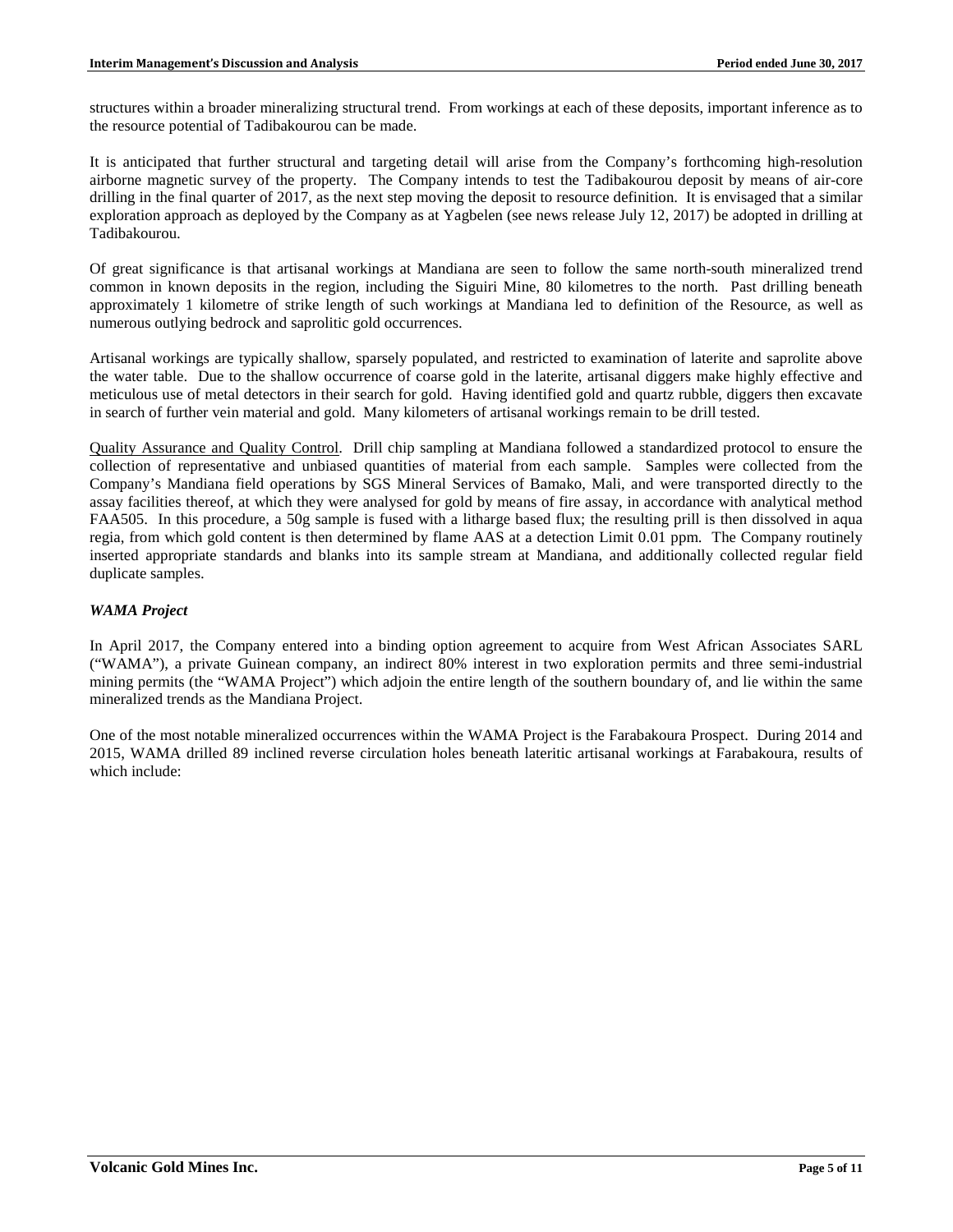structures within a broader mineralizing structural trend. From workings at each of these deposits, important inference as to the resource potential of Tadibakourou can be made.

It is anticipated that further structural and targeting detail will arise from the Company's forthcoming high-resolution airborne magnetic survey of the property. The Company intends to test the Tadibakourou deposit by means of air-core drilling in the final quarter of 2017, as the next step moving the deposit to resource definition. It is envisaged that a similar exploration approach as deployed by the Company as at Yagbelen (see news release July 12, 2017) be adopted in drilling at Tadibakourou.

Of great significance is that artisanal workings at Mandiana are seen to follow the same north-south mineralized trend common in known deposits in the region, including the Siguiri Mine, 80 kilometres to the north. Past drilling beneath approximately 1 kilometre of strike length of such workings at Mandiana led to definition of the Resource, as well as numerous outlying bedrock and saprolitic gold occurrences.

Artisanal workings are typically shallow, sparsely populated, and restricted to examination of laterite and saprolite above the water table. Due to the shallow occurrence of coarse gold in the laterite, artisanal diggers make highly effective and meticulous use of metal detectors in their search for gold. Having identified gold and quartz rubble, diggers then excavate in search of further vein material and gold. Many kilometers of artisanal workings remain to be drill tested.

Quality Assurance and Quality Control. Drill chip sampling at Mandiana followed a standardized protocol to ensure the collection of representative and unbiased quantities of material from each sample. Samples were collected from the Company's Mandiana field operations by SGS Mineral Services of Bamako, Mali, and were transported directly to the assay facilities thereof, at which they were analysed for gold by means of fire assay, in accordance with analytical method FAA505. In this procedure, a 50g sample is fused with a litharge based flux; the resulting prill is then dissolved in aqua regia, from which gold content is then determined by flame AAS at a detection Limit 0.01 ppm. The Company routinely inserted appropriate standards and blanks into its sample stream at Mandiana, and additionally collected regular field duplicate samples.

***WAMA Project***

In April 2017, the Company entered into a binding option agreement to acquire from West African Associates SARL ("WAMA"), a private Guinean company, an indirect 80% interest in two exploration permits and three semi-industrial mining permits (the "WAMA Project") which adjoin the entire length of the southern boundary of, and lie within the same mineralized trends as the Mandiana Project.

One of the most notable mineralized occurrences within the WAMA Project is the Farabakoura Prospect. During 2014 and 2015, WAMA drilled 89 inclined reverse circulation holes beneath lateritic artisanal workings at Farabakoura, results of which include: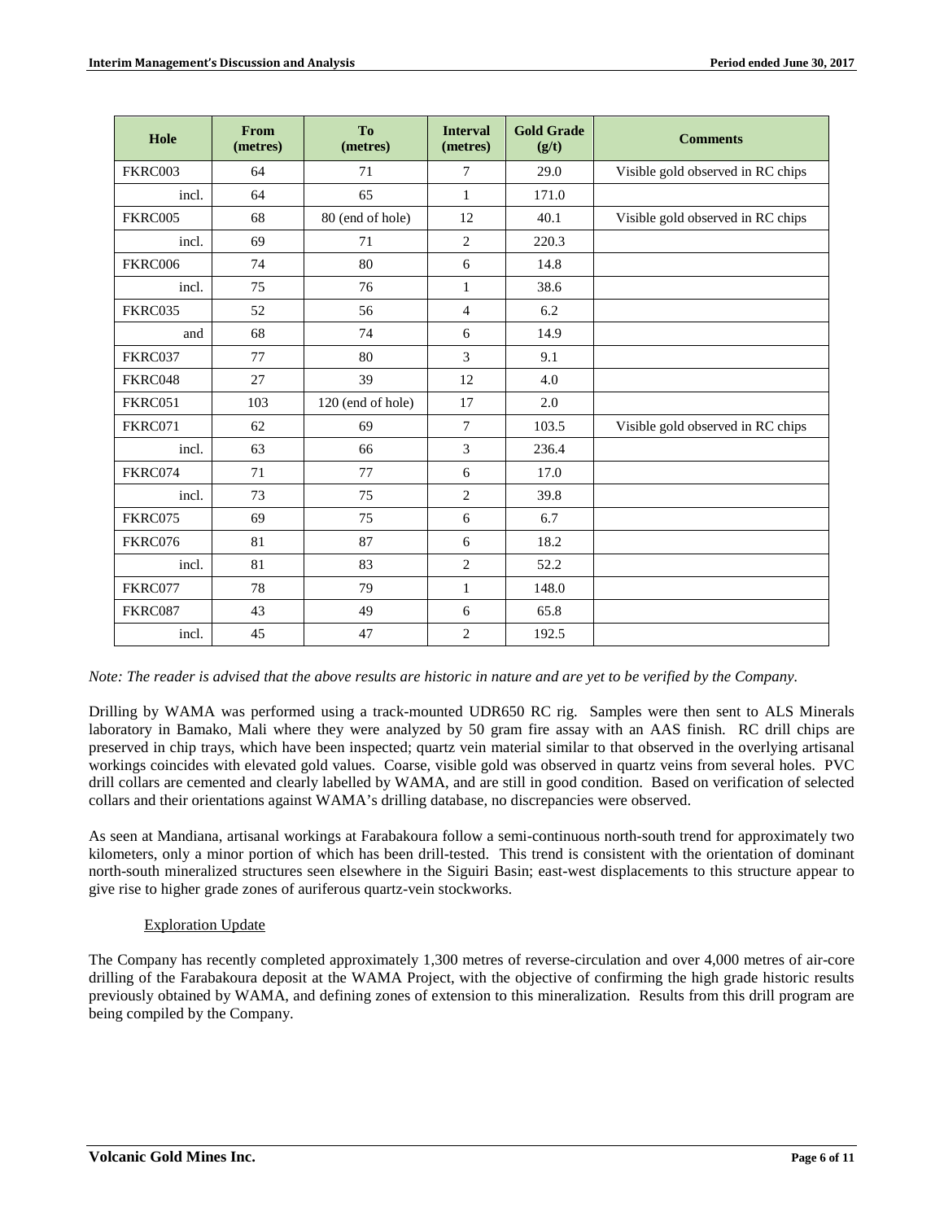| Hole | From (metres) | To (metres) | Interval (metres) | Gold Grade (g/t) | Comments |
|---|---|---|---|---|---|
| FKRC003 | 64 | 71 | 7 | 29.0 | Visible gold observed in RC chips |
| incl. | 64 | 65 | 1 | 171.0 | |
| FKRC005 | 68 | 80 (end of hole) | 12 | 40.1 | Visible gold observed in RC chips |
| incl. | 69 | 71 | 2 | 220.3 | |
| FKRC006 | 74 | 80 | 6 | 14.8 | |
| incl. | 75 | 76 | 1 | 38.6 | |
| FKRC035 | 52 | 56 | 4 | 6.2 | |
| and | 68 | 74 | 6 | 14.9 | |
| FKRC037 | 77 | 80 | 3 | 9.1 | |
| FKRC048 | 27 | 39 | 12 | 4.0 | |
| FKRC051 | 103 | 120 (end of hole) | 17 | 2.0 | |
| FKRC071 | 62 | 69 | 7 | 103.5 | Visible gold observed in RC chips |
| incl. | 63 | 66 | 3 | 236.4 | |
| FKRC074 | 71 | 77 | 6 | 17.0 | |
| incl. | 73 | 75 | 2 | 39.8 | |
| FKRC075 | 69 | 75 | 6 | 6.7 | |
| FKRC076 | 81 | 87 | 6 | 18.2 | |
| incl. | 81 | 83 | 2 | 52.2 | |
| FKRC077 | 78 | 79 | 1 | 148.0 | |
| FKRC087 | 43 | 49 | 6 | 65.8 | |
| incl. | 45 | 47 | 2 | 192.5 | |

*Note: The reader is advised that the above results are historic in nature and are yet to be verified by the Company.*

Drilling by WAMA was performed using a track-mounted UDR650 RC rig. Samples were then sent to ALS Minerals laboratory in Bamako, Mali where they were analyzed by 50 gram fire assay with an AAS finish. RC drill chips are preserved in chip trays, which have been inspected; quartz vein material similar to that observed in the overlying artisanal workings coincides with elevated gold values. Coarse, visible gold was observed in quartz veins from several holes. PVC drill collars are cemented and clearly labelled by WAMA, and are still in good condition. Based on verification of selected collars and their orientations against WAMA's drilling database, no discrepancies were observed.

As seen at Mandiana, artisanal workings at Farabakoura follow a semi-continuous north-south trend for approximately two kilometers, only a minor portion of which has been drill-tested. This trend is consistent with the orientation of dominant north-south mineralized structures seen elsewhere in the Siguiri Basin; east-west displacements to this structure appear to give rise to higher grade zones of auriferous quartz-vein stockworks.

Exploration Update

The Company has recently completed approximately 1,300 metres of reverse-circulation and over 4,000 metres of air-core drilling of the Farabakoura deposit at the WAMA Project, with the objective of confirming the high grade historic results previously obtained by WAMA, and defining zones of extension to this mineralization. Results from this drill program are being compiled by the Company.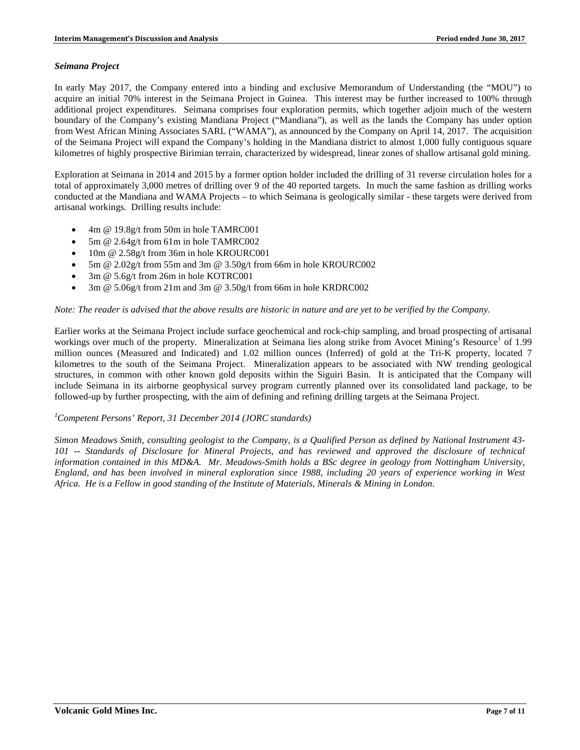### *Seimana Project*

In early May 2017, the Company entered into a binding and exclusive Memorandum of Understanding (the "MOU") to acquire an initial 70% interest in the Seimana Project in Guinea. This interest may be further increased to 100% through additional project expenditures. Seimana comprises four exploration permits, which together adjoin much of the western boundary of the Company's existing Mandiana Project ("Mandiana"), as well as the lands the Company has under option from West African Mining Associates SARL ("WAMA"), as announced by the Company on April 14, 2017. The acquisition of the Seimana Project will expand the Company's holding in the Mandiana district to almost 1,000 fully contiguous square kilometres of highly prospective Birimian terrain, characterized by widespread, linear zones of shallow artisanal gold mining.

Exploration at Seimana in 2014 and 2015 by a former option holder included the drilling of 31 reverse circulation holes for a total of approximately 3,000 metres of drilling over 9 of the 40 reported targets. In much the same fashion as drilling works conducted at the Mandiana and WAMA Projects – to which Seimana is geologically similar - these targets were derived from artisanal workings. Drilling results include:

- 4m @ 19.8g/t from 50m in hole TAMRC001
- 5m @ 2.64g/t from 61m in hole TAMRC002
- 10m @ 2.58g/t from 36m in hole KROURC001
- 5m @ 2.02g/t from 55m and 3m @ 3.50g/t from 66m in hole KROURC002
- 3m @ 5.6g/t from 26m in hole KOTRC001
- 3m @ 5.06g/t from 21m and 3m @ 3.50g/t from 66m in hole KRDRC002

*Note: The reader is advised that the above results are historic in nature and are yet to be verified by the Company.*

Earlier works at the Seimana Project include surface geochemical and rock-chip sampling, and broad prospecting of artisanal workings over much of the property. Mineralization at Seimana lies along strike from Avocet Mining's Resource[1] of 1.99 million ounces (Measured and Indicated) and 1.02 million ounces (Inferred) of gold at the Tri-K property, located 7 kilometres to the south of the Seimana Project. Mineralization appears to be associated with NW trending geological structures, in common with other known gold deposits within the Siguiri Basin. It is anticipated that the Company will include Seimana in its airborne geophysical survey program currently planned over its consolidated land package, to be followed-up by further prospecting, with the aim of defining and refining drilling targets at the Seimana Project.

[1]*Competent Persons' Report, 31 December 2014 (JORC standards)*

*Simon Meadows Smith, consulting geologist to the Company, is a Qualified Person as defined by National Instrument 43-101 -- Standards of Disclosure for Mineral Projects, and has reviewed and approved the disclosure of technical information contained in this MD&A. Mr. Meadows-Smith holds a BSc degree in geology from Nottingham University, England, and has been involved in mineral exploration since 1988, including 20 years of experience working in West Africa. He is a Fellow in good standing of the Institute of Materials, Minerals & Mining in London.*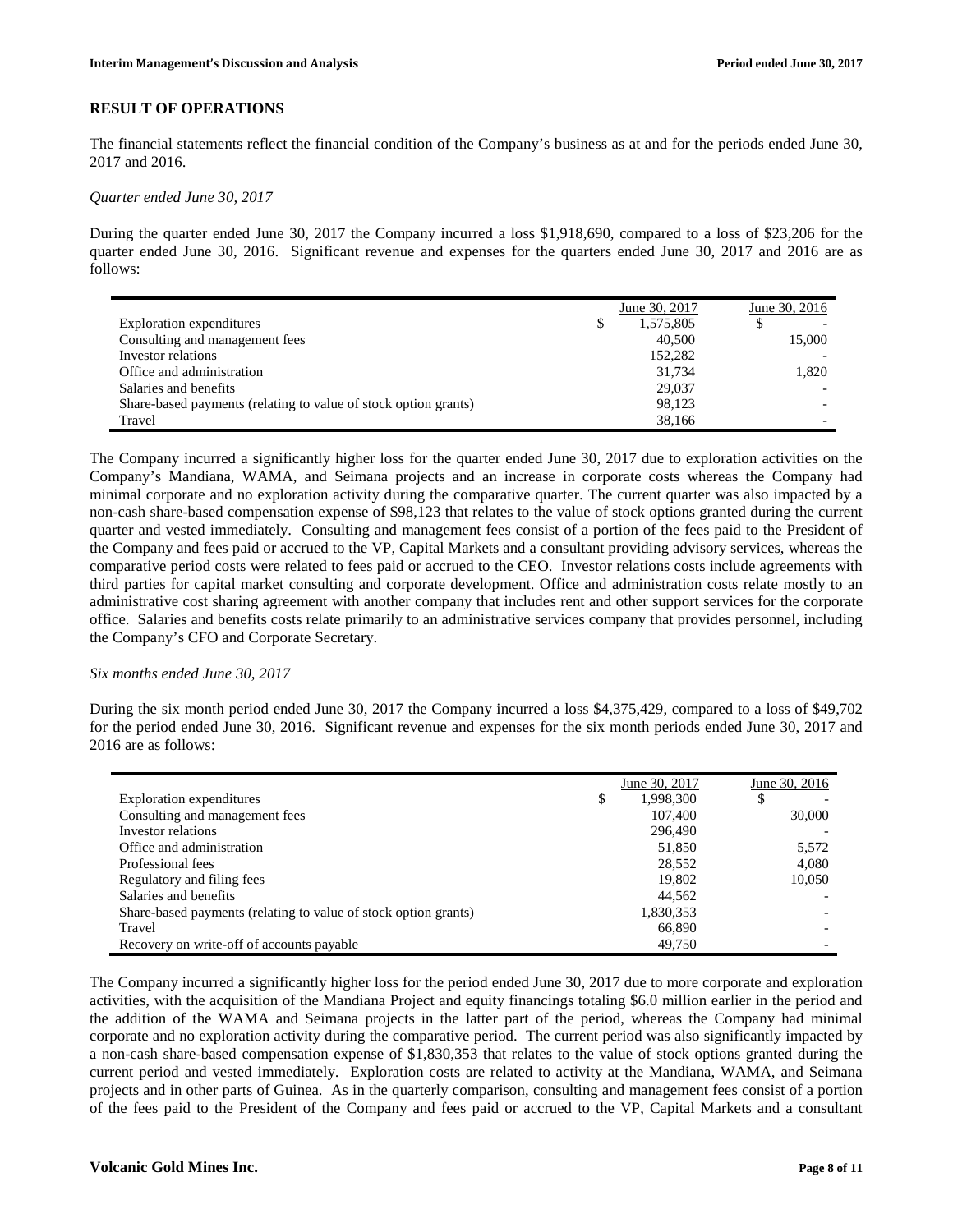## RESULT OF OPERATIONS

The financial statements reflect the financial condition of the Company's business as at and for the periods ended June 30, 2017 and 2016.

*Quarter ended June 30, 2017*

During the quarter ended June 30, 2017 the Company incurred a loss $1,918,690, compared to a loss of $23,206 for the quarter ended June 30, 2016. Significant revenue and expenses for the quarters ended June 30, 2017 and 2016 are as follows:

| | June 30, 2017 | June 30, 2016 |
|---|---|---|
| Exploration expenditures | $ 1,575,805 | $ - |
| Consulting and management fees | 40,500 | 15,000 |
| Investor relations | 152,282 | - |
| Office and administration | 31,734 | 1,820 |
| Salaries and benefits | 29,037 | - |
| Share-based payments (relating to value of stock option grants) | 98,123 | - |
| Travel | 38,166 | - |

The Company incurred a significantly higher loss for the quarter ended June 30, 2017 due to exploration activities on the Company's Mandiana, WAMA, and Seimana projects and an increase in corporate costs whereas the Company had minimal corporate and no exploration activity during the comparative quarter. The current quarter was also impacted by a non-cash share-based compensation expense of $98,123 that relates to the value of stock options granted during the current quarter and vested immediately. Consulting and management fees consist of a portion of the fees paid to the President of the Company and fees paid or accrued to the VP, Capital Markets and a consultant providing advisory services, whereas the comparative period costs were related to fees paid or accrued to the CEO. Investor relations costs include agreements with third parties for capital market consulting and corporate development. Office and administration costs relate mostly to an administrative cost sharing agreement with another company that includes rent and other support services for the corporate office. Salaries and benefits costs relate primarily to an administrative services company that provides personnel, including the Company's CFO and Corporate Secretary.

*Six months ended June 30, 2017*

During the six month period ended June 30, 2017 the Company incurred a loss $4,375,429, compared to a loss of $49,702 for the period ended June 30, 2016. Significant revenue and expenses for the six month periods ended June 30, 2017 and 2016 are as follows:

| | June 30, 2017 | June 30, 2016 |
|---|---|---|
| Exploration expenditures | $ 1,998,300 | $ - |
| Consulting and management fees | 107,400 | 30,000 |
| Investor relations | 296,490 | - |
| Office and administration | 51,850 | 5,572 |
| Professional fees | 28,552 | 4,080 |
| Regulatory and filing fees | 19,802 | 10,050 |
| Salaries and benefits | 44,562 | - |
| Share-based payments (relating to value of stock option grants) | 1,830,353 | - |
| Travel | 66,890 | - |
| Recovery on write-off of accounts payable | 49,750 | - |

The Company incurred a significantly higher loss for the period ended June 30, 2017 due to more corporate and exploration activities, with the acquisition of the Mandiana Project and equity financings totaling $6.0 million earlier in the period and the addition of the WAMA and Seimana projects in the latter part of the period, whereas the Company had minimal corporate and no exploration activity during the comparative period. The current period was also significantly impacted by a non-cash share-based compensation expense of $1,830,353 that relates to the value of stock options granted during the current period and vested immediately. Exploration costs are related to activity at the Mandiana, WAMA, and Seimana projects and in other parts of Guinea. As in the quarterly comparison, consulting and management fees consist of a portion of the fees paid to the President of the Company and fees paid or accrued to the VP, Capital Markets and a consultant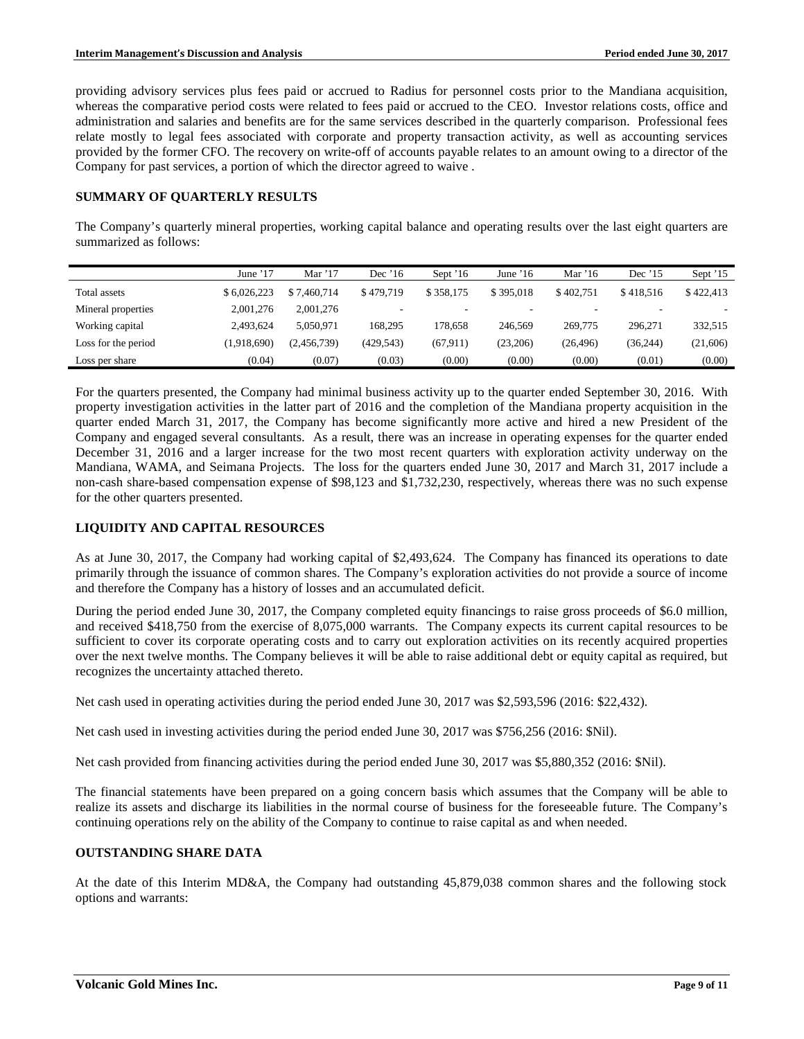providing advisory services plus fees paid or accrued to Radius for personnel costs prior to the Mandiana acquisition, whereas the comparative period costs were related to fees paid or accrued to the CEO. Investor relations costs, office and administration and salaries and benefits are for the same services described in the quarterly comparison. Professional fees relate mostly to legal fees associated with corporate and property transaction activity, as well as accounting services provided by the former CFO. The recovery on write-off of accounts payable relates to an amount owing to a director of the Company for past services, a portion of which the director agreed to waive .

## SUMMARY OF QUARTERLY RESULTS

The Company's quarterly mineral properties, working capital balance and operating results over the last eight quarters are summarized as follows:

| | June '17 | Mar '17 | Dec '16 | Sept '16 | June '16 | Mar '16 | Dec '15 | Sept '15 |
|---|---|---|---|---|---|---|---|---|
| Total assets | $ 6,026,223 | $ 7,460,714 | $ 479,719 | $ 358,175 | $ 395,018 | $ 402,751 | $ 418,516 | $ 422,413 |
| Mineral properties | 2,001,276 | 2,001,276 | - | - | - | - | - | - |
| Working capital | 2,493,624 | 5,050,971 | 168,295 | 178,658 | 246,569 | 269,775 | 296,271 | 332,515 |
| Loss for the period | (1,918,690) | (2,456,739) | (429,543) | (67,911) | (23,206) | (26,496) | (36,244) | (21,606) |
| Loss per share | (0.04) | (0.07) | (0.03) | (0.00) | (0.00) | (0.00) | (0.01) | (0.00) |

For the quarters presented, the Company had minimal business activity up to the quarter ended September 30, 2016. With property investigation activities in the latter part of 2016 and the completion of the Mandiana property acquisition in the quarter ended March 31, 2017, the Company has become significantly more active and hired a new President of the Company and engaged several consultants. As a result, there was an increase in operating expenses for the quarter ended December 31, 2016 and a larger increase for the two most recent quarters with exploration activity underway on the Mandiana, WAMA, and Seimana Projects. The loss for the quarters ended June 30, 2017 and March 31, 2017 include a non-cash share-based compensation expense of $98,123 and $1,732,230, respectively, whereas there was no such expense for the other quarters presented.

## LIQUIDITY AND CAPITAL RESOURCES

As at June 30, 2017, the Company had working capital of $2,493,624. The Company has financed its operations to date primarily through the issuance of common shares. The Company's exploration activities do not provide a source of income and therefore the Company has a history of losses and an accumulated deficit.

During the period ended June 30, 2017, the Company completed equity financings to raise gross proceeds of $6.0 million, and received $418,750 from the exercise of 8,075,000 warrants. The Company expects its current capital resources to be sufficient to cover its corporate operating costs and to carry out exploration activities on its recently acquired properties over the next twelve months. The Company believes it will be able to raise additional debt or equity capital as required, but recognizes the uncertainty attached thereto.

Net cash used in operating activities during the period ended June 30, 2017 was $2,593,596 (2016: $22,432).

Net cash used in investing activities during the period ended June 30, 2017 was $756,256 (2016: $Nil).

Net cash provided from financing activities during the period ended June 30, 2017 was $5,880,352 (2016: $Nil).

The financial statements have been prepared on a going concern basis which assumes that the Company will be able to realize its assets and discharge its liabilities in the normal course of business for the foreseeable future. The Company's continuing operations rely on the ability of the Company to continue to raise capital as and when needed.

## OUTSTANDING SHARE DATA

At the date of this Interim MD&A, the Company had outstanding 45,879,038 common shares and the following stock options and warrants: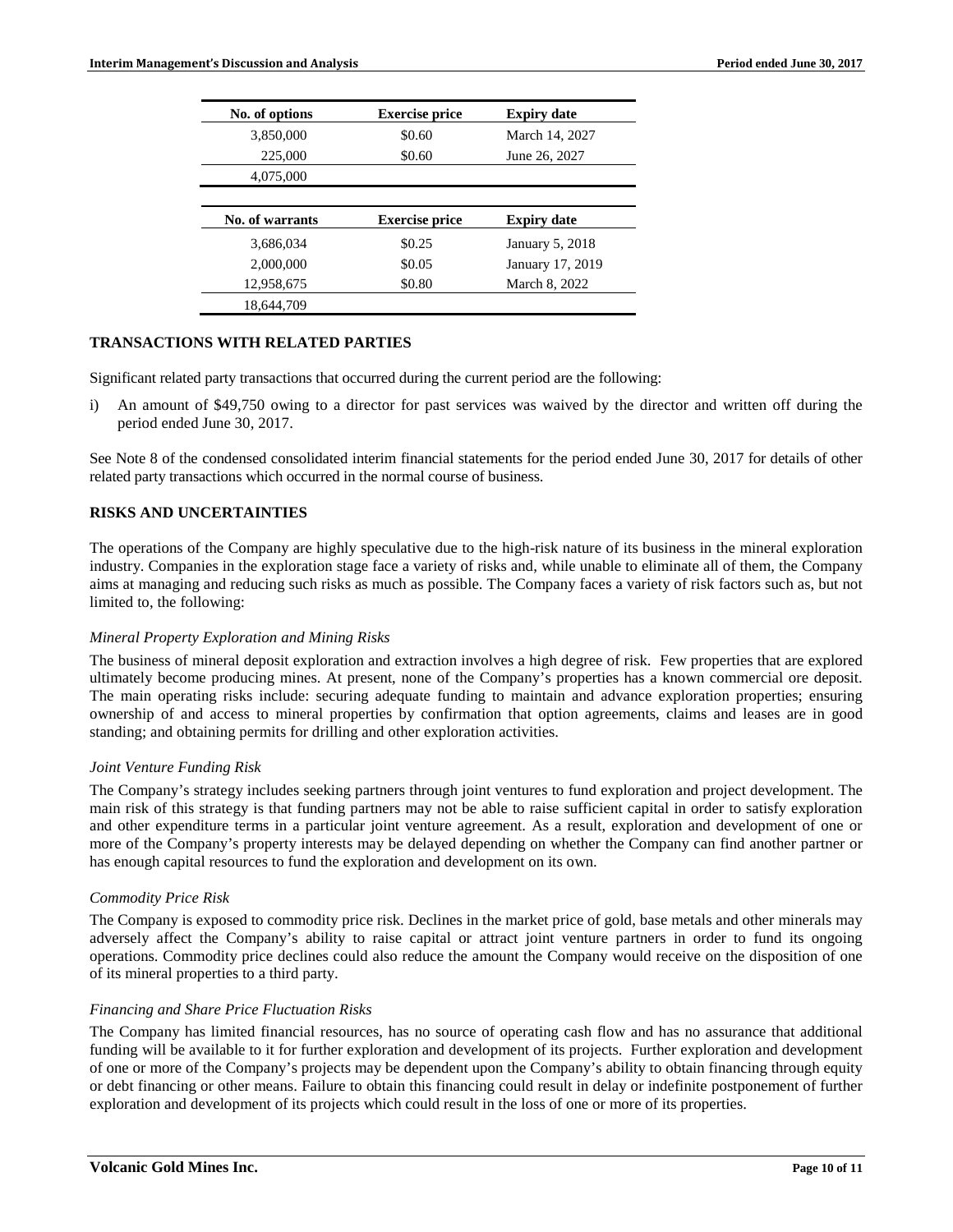| No. of options | Exercise price | Expiry date |
|---|---|---|
| 3,850,000 | $0.60 | March 14, 2027 |
| 225,000 | $0.60 | June 26, 2027 |
| 4,075,000 | | |

| No. of warrants | Exercise price | Expiry date |
|---|---|---|
| 3,686,034 | $0.25 | January 5, 2018 |
| 2,000,000 | $0.05 | January 17, 2019 |
| 12,958,675 | $0.80 | March 8, 2022 |
| 18,644,709 | | |

## TRANSACTIONS WITH RELATED PARTIES

Significant related party transactions that occurred during the current period are the following:

i) An amount of $49,750 owing to a director for past services was waived by the director and written off during the period ended June 30, 2017.

See Note 8 of the condensed consolidated interim financial statements for the period ended June 30, 2017 for details of other related party transactions which occurred in the normal course of business.

## RISKS AND UNCERTAINTIES

The operations of the Company are highly speculative due to the high-risk nature of its business in the mineral exploration industry. Companies in the exploration stage face a variety of risks and, while unable to eliminate all of them, the Company aims at managing and reducing such risks as much as possible. The Company faces a variety of risk factors such as, but not limited to, the following:

*Mineral Property Exploration and Mining Risks*

The business of mineral deposit exploration and extraction involves a high degree of risk. Few properties that are explored ultimately become producing mines. At present, none of the Company's properties has a known commercial ore deposit. The main operating risks include: securing adequate funding to maintain and advance exploration properties; ensuring ownership of and access to mineral properties by confirmation that option agreements, claims and leases are in good standing; and obtaining permits for drilling and other exploration activities.

*Joint Venture Funding Risk*

The Company's strategy includes seeking partners through joint ventures to fund exploration and project development. The main risk of this strategy is that funding partners may not be able to raise sufficient capital in order to satisfy exploration and other expenditure terms in a particular joint venture agreement. As a result, exploration and development of one or more of the Company's property interests may be delayed depending on whether the Company can find another partner or has enough capital resources to fund the exploration and development on its own.

*Commodity Price Risk*

The Company is exposed to commodity price risk. Declines in the market price of gold, base metals and other minerals may adversely affect the Company's ability to raise capital or attract joint venture partners in order to fund its ongoing operations. Commodity price declines could also reduce the amount the Company would receive on the disposition of one of its mineral properties to a third party.

*Financing and Share Price Fluctuation Risks*

The Company has limited financial resources, has no source of operating cash flow and has no assurance that additional funding will be available to it for further exploration and development of its projects. Further exploration and development of one or more of the Company's projects may be dependent upon the Company's ability to obtain financing through equity or debt financing or other means. Failure to obtain this financing could result in delay or indefinite postponement of further exploration and development of its projects which could result in the loss of one or more of its properties.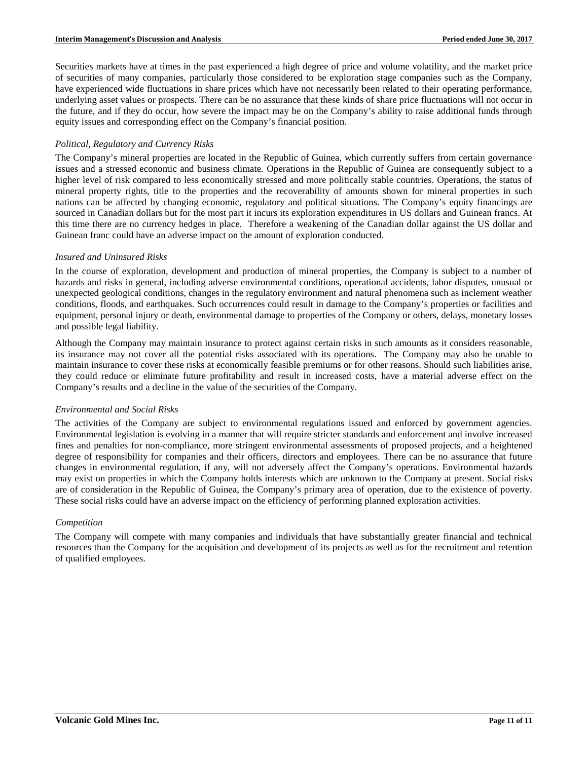Securities markets have at times in the past experienced a high degree of price and volume volatility, and the market price of securities of many companies, particularly those considered to be exploration stage companies such as the Company, have experienced wide fluctuations in share prices which have not necessarily been related to their operating performance, underlying asset values or prospects. There can be no assurance that these kinds of share price fluctuations will not occur in the future, and if they do occur, how severe the impact may be on the Company's ability to raise additional funds through equity issues and corresponding effect on the Company's financial position.

*Political, Regulatory and Currency Risks*

The Company's mineral properties are located in the Republic of Guinea, which currently suffers from certain governance issues and a stressed economic and business climate. Operations in the Republic of Guinea are consequently subject to a higher level of risk compared to less economically stressed and more politically stable countries. Operations, the status of mineral property rights, title to the properties and the recoverability of amounts shown for mineral properties in such nations can be affected by changing economic, regulatory and political situations. The Company's equity financings are sourced in Canadian dollars but for the most part it incurs its exploration expenditures in US dollars and Guinean francs. At this time there are no currency hedges in place. Therefore a weakening of the Canadian dollar against the US dollar and Guinean franc could have an adverse impact on the amount of exploration conducted.

*Insured and Uninsured Risks*

In the course of exploration, development and production of mineral properties, the Company is subject to a number of hazards and risks in general, including adverse environmental conditions, operational accidents, labor disputes, unusual or unexpected geological conditions, changes in the regulatory environment and natural phenomena such as inclement weather conditions, floods, and earthquakes. Such occurrences could result in damage to the Company's properties or facilities and equipment, personal injury or death, environmental damage to properties of the Company or others, delays, monetary losses and possible legal liability.

Although the Company may maintain insurance to protect against certain risks in such amounts as it considers reasonable, its insurance may not cover all the potential risks associated with its operations. The Company may also be unable to maintain insurance to cover these risks at economically feasible premiums or for other reasons. Should such liabilities arise, they could reduce or eliminate future profitability and result in increased costs, have a material adverse effect on the Company's results and a decline in the value of the securities of the Company.

*Environmental and Social Risks*

The activities of the Company are subject to environmental regulations issued and enforced by government agencies. Environmental legislation is evolving in a manner that will require stricter standards and enforcement and involve increased fines and penalties for non-compliance, more stringent environmental assessments of proposed projects, and a heightened degree of responsibility for companies and their officers, directors and employees. There can be no assurance that future changes in environmental regulation, if any, will not adversely affect the Company's operations. Environmental hazards may exist on properties in which the Company holds interests which are unknown to the Company at present. Social risks are of consideration in the Republic of Guinea, the Company's primary area of operation, due to the existence of poverty. These social risks could have an adverse impact on the efficiency of performing planned exploration activities.

*Competition*

The Company will compete with many companies and individuals that have substantially greater financial and technical resources than the Company for the acquisition and development of its projects as well as for the recruitment and retention of qualified employees.